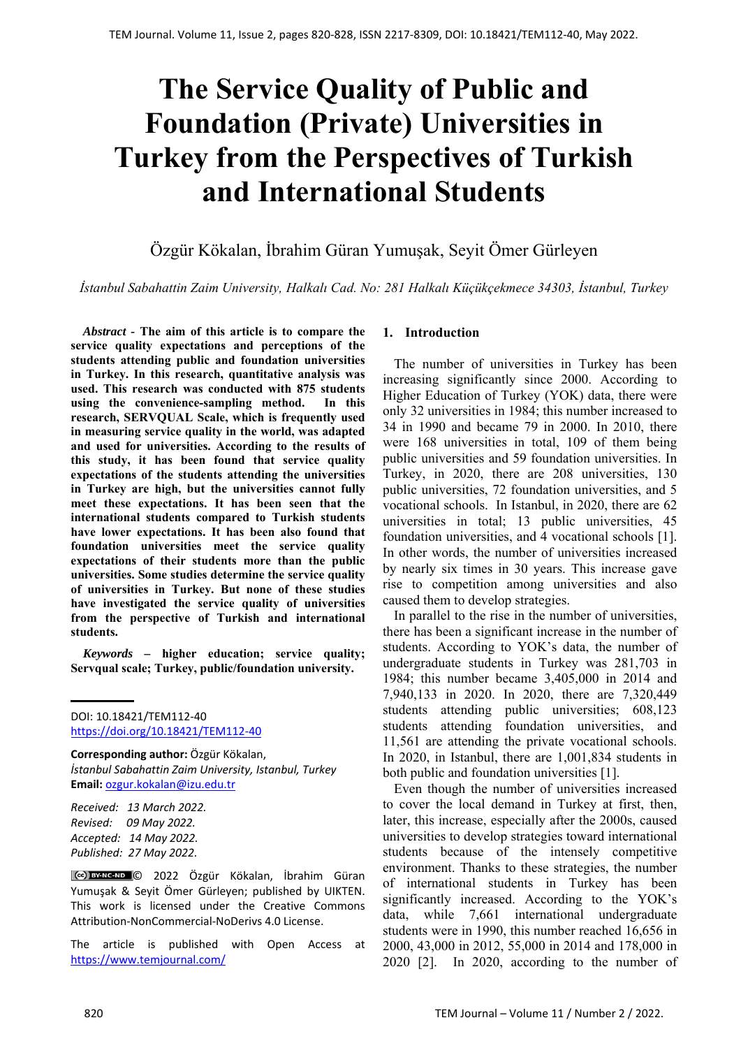# The Service Quality of Public and Foundation (Private) Universities in Turkey from the Perspectives of Turkish and International Students

Özgür Kökalan, İbrahim Güran Yumuşak, Seyit Ömer Gürleyen

*İstanbul Sabahattin Zaim University, Halkalı Cad. No: 281 Halkalı Küçükçekmece 34303, İstanbul, Turkey*

***Abstract*** **- The aim of this article is to compare the service quality expectations and perceptions of the students attending public and foundation universities in Turkey. In this research, quantitative analysis was used. This research was conducted with 875 students using the convenience-sampling method. In this research, SERVQUAL Scale, which is frequently used in measuring service quality in the world, was adapted and used for universities. According to the results of this study, it has been found that service quality expectations of the students attending the universities in Turkey are high, but the universities cannot fully meet these expectations. It has been seen that the international students compared to Turkish students have lower expectations. It has been also found that foundation universities meet the service quality expectations of their students more than the public universities. Some studies determine the service quality of universities in Turkey. But none of these studies have investigated the service quality of universities from the perspective of Turkish and international students.**

***Keywords*** **– higher education; service quality; Servqual scale; Turkey, public/foundation university.**

DOI: 10.18421/TEM112-40
https://doi.org/10.18421/TEM112-40

**Corresponding author:** Özgür Kökalan,
*İstanbul Sabahattin Zaim University, Istanbul, Turkey*
**Email:** ozgur.kokalan@izu.edu.tr

*Received: 13 March 2022.*
*Revised: 09 May 2022.*
*Accepted: 14 May 2022.*
*Published: 27 May 2022.*

© 2022 Özgür Kökalan, İbrahim Güran Yumuşak & Seyit Ömer Gürleyen; published by UIKTEN. This work is licensed under the Creative Commons Attribution-NonCommercial-NoDerivs 4.0 License.

The article is published with Open Access at https://www.temjournal.com/

## 1. Introduction

The number of universities in Turkey has been increasing significantly since 2000. According to Higher Education of Turkey (YOK) data, there were only 32 universities in 1984; this number increased to 34 in 1990 and became 79 in 2000. In 2010, there were 168 universities in total, 109 of them being public universities and 59 foundation universities. In Turkey, in 2020, there are 208 universities, 130 public universities, 72 foundation universities, and 5 vocational schools. In Istanbul, in 2020, there are 62 universities in total; 13 public universities, 45 foundation universities, and 4 vocational schools [1]. In other words, the number of universities increased by nearly six times in 30 years. This increase gave rise to competition among universities and also caused them to develop strategies.

In parallel to the rise in the number of universities, there has been a significant increase in the number of students. According to YOK's data, the number of undergraduate students in Turkey was 281,703 in 1984; this number became 3,405,000 in 2014 and 7,940,133 in 2020. In 2020, there are 7,320,449 students attending public universities; 608,123 students attending foundation universities, and 11,561 are attending the private vocational schools. In 2020, in Istanbul, there are 1,001,834 students in both public and foundation universities [1].

Even though the number of universities increased to cover the local demand in Turkey at first, then, later, this increase, especially after the 2000s, caused universities to develop strategies toward international students because of the intensely competitive environment. Thanks to these strategies, the number of international students in Turkey has been significantly increased. According to the YOK's data, while 7,661 international undergraduate students were in 1990, this number reached 16,656 in 2000, 43,000 in 2012, 55,000 in 2014 and 178,000 in 2020 [2]. In 2020, according to the number of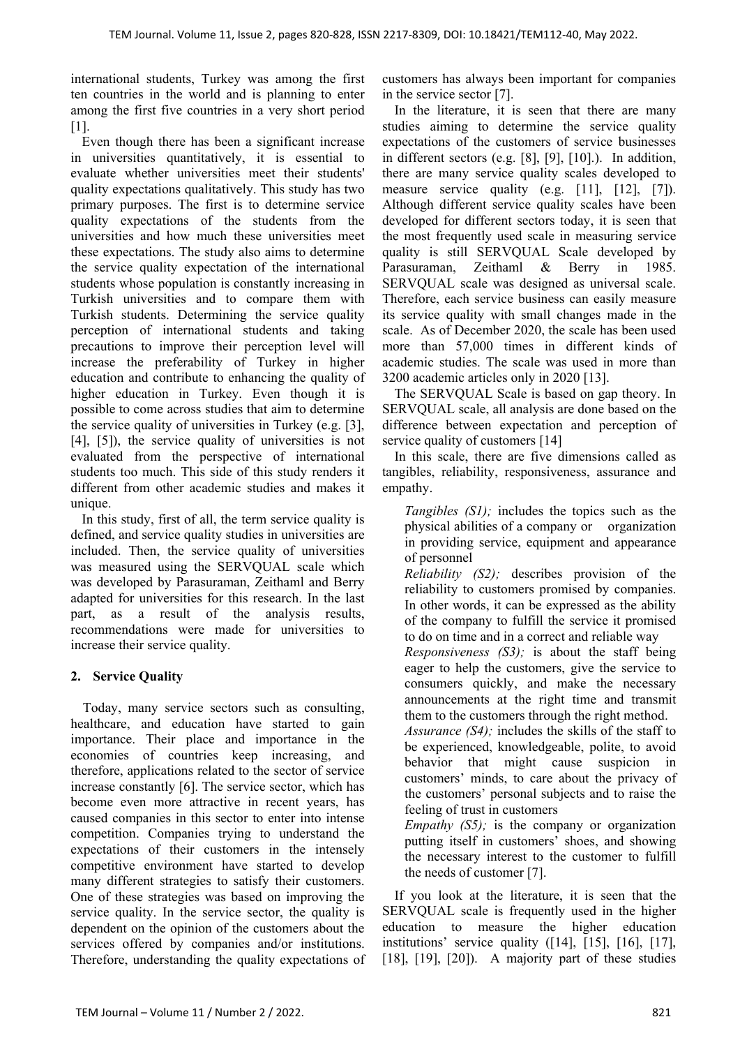international students, Turkey was among the first ten countries in the world and is planning to enter among the first five countries in a very short period [1].

Even though there has been a significant increase in universities quantitatively, it is essential to evaluate whether universities meet their students' quality expectations qualitatively. This study has two primary purposes. The first is to determine service quality expectations of the students from the universities and how much these universities meet these expectations. The study also aims to determine the service quality expectation of the international students whose population is constantly increasing in Turkish universities and to compare them with Turkish students. Determining the service quality perception of international students and taking precautions to improve their perception level will increase the preferability of Turkey in higher education and contribute to enhancing the quality of higher education in Turkey. Even though it is possible to come across studies that aim to determine the service quality of universities in Turkey (e.g. [3], [4], [5]), the service quality of universities is not evaluated from the perspective of international students too much. This side of this study renders it different from other academic studies and makes it unique.

In this study, first of all, the term service quality is defined, and service quality studies in universities are included. Then, the service quality of universities was measured using the SERVQUAL scale which was developed by Parasuraman, Zeithaml and Berry adapted for universities for this research. In the last part, as a result of the analysis results, recommendations were made for universities to increase their service quality.

## 2. Service Quality

Today, many service sectors such as consulting, healthcare, and education have started to gain importance. Their place and importance in the economies of countries keep increasing, and therefore, applications related to the sector of service increase constantly [6]. The service sector, which has become even more attractive in recent years, has caused companies in this sector to enter into intense competition. Companies trying to understand the expectations of their customers in the intensely competitive environment have started to develop many different strategies to satisfy their customers. One of these strategies was based on improving the service quality. In the service sector, the quality is dependent on the opinion of the customers about the services offered by companies and/or institutions. Therefore, understanding the quality expectations of customers has always been important for companies in the service sector [7].

In the literature, it is seen that there are many studies aiming to determine the service quality expectations of the customers of service businesses in different sectors (e.g. [8], [9], [10].). In addition, there are many service quality scales developed to measure service quality (e.g. [11], [12], [7]). Although different service quality scales have been developed for different sectors today, it is seen that the most frequently used scale in measuring service quality is still SERVQUAL Scale developed by Parasuraman, Zeithaml & Berry in 1985. SERVQUAL scale was designed as universal scale. Therefore, each service business can easily measure its service quality with small changes made in the scale. As of December 2020, the scale has been used more than 57,000 times in different kinds of academic studies. The scale was used in more than 3200 academic articles only in 2020 [13].

The SERVQUAL Scale is based on gap theory. In SERVQUAL scale, all analysis are done based on the difference between expectation and perception of service quality of customers [14]

In this scale, there are five dimensions called as tangibles, reliability, responsiveness, assurance and empathy.

*Tangibles (S1);* includes the topics such as the physical abilities of a company or organization in providing service, equipment and appearance of personnel

*Reliability (S2);* describes provision of the reliability to customers promised by companies. In other words, it can be expressed as the ability of the company to fulfill the service it promised to do on time and in a correct and reliable way

*Responsiveness (S3);* is about the staff being eager to help the customers, give the service to consumers quickly, and make the necessary announcements at the right time and transmit them to the customers through the right method.

*Assurance (S4);* includes the skills of the staff to be experienced, knowledgeable, polite, to avoid behavior that might cause suspicion in customers' minds, to care about the privacy of the customers' personal subjects and to raise the feeling of trust in customers

*Empathy (S5);* is the company or organization putting itself in customers' shoes, and showing the necessary interest to the customer to fulfill the needs of customer [7].

If you look at the literature, it is seen that the SERVQUAL scale is frequently used in the higher education to measure the higher education institutions' service quality ([14], [15], [16], [17], [18], [19], [20]). A majority part of these studies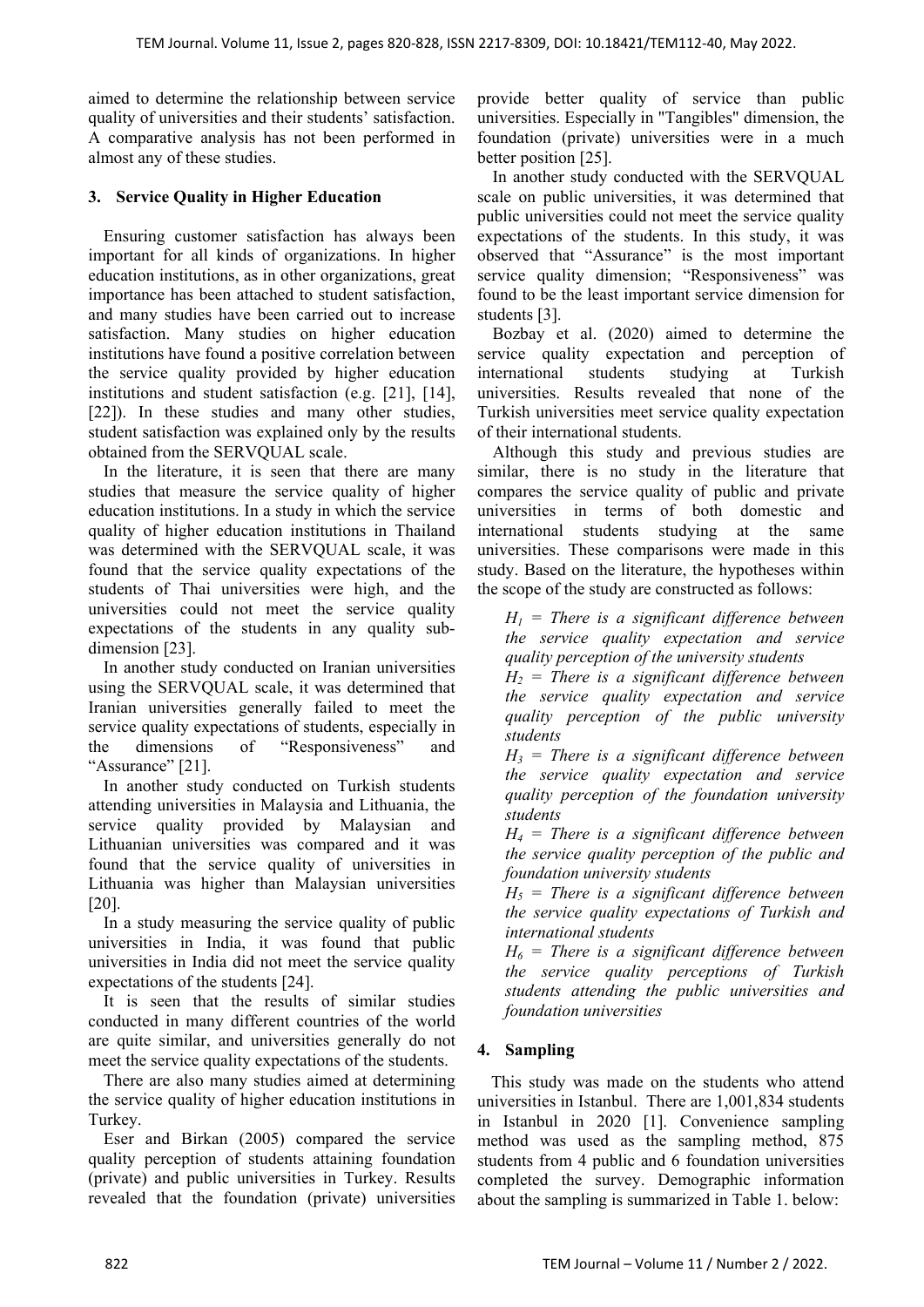aimed to determine the relationship between service quality of universities and their students' satisfaction. A comparative analysis has not been performed in almost any of these studies.

## 3. Service Quality in Higher Education

Ensuring customer satisfaction has always been important for all kinds of organizations. In higher education institutions, as in other organizations, great importance has been attached to student satisfaction, and many studies have been carried out to increase satisfaction. Many studies on higher education institutions have found a positive correlation between the service quality provided by higher education institutions and student satisfaction (e.g. [21], [14], [22]). In these studies and many other studies, student satisfaction was explained only by the results obtained from the SERVQUAL scale.

In the literature, it is seen that there are many studies that measure the service quality of higher education institutions. In a study in which the service quality of higher education institutions in Thailand was determined with the SERVQUAL scale, it was found that the service quality expectations of the students of Thai universities were high, and the universities could not meet the service quality expectations of the students in any quality sub-dimension [23].

In another study conducted on Iranian universities using the SERVQUAL scale, it was determined that Iranian universities generally failed to meet the service quality expectations of students, especially in the dimensions of "Responsiveness" and "Assurance" [21].

In another study conducted on Turkish students attending universities in Malaysia and Lithuania, the service quality provided by Malaysian and Lithuanian universities was compared and it was found that the service quality of universities in Lithuania was higher than Malaysian universities [20].

In a study measuring the service quality of public universities in India, it was found that public universities in India did not meet the service quality expectations of the students [24].

It is seen that the results of similar studies conducted in many different countries of the world are quite similar, and universities generally do not meet the service quality expectations of the students.

There are also many studies aimed at determining the service quality of higher education institutions in Turkey.

Eser and Birkan (2005) compared the service quality perception of students attaining foundation (private) and public universities in Turkey. Results revealed that the foundation (private) universities provide better quality of service than public universities. Especially in "Tangibles" dimension, the foundation (private) universities were in a much better position [25].

In another study conducted with the SERVQUAL scale on public universities, it was determined that public universities could not meet the service quality expectations of the students. In this study, it was observed that "Assurance" is the most important service quality dimension; "Responsiveness" was found to be the least important service dimension for students [3].

Bozbay et al. (2020) aimed to determine the service quality expectation and perception of international students studying at Turkish universities. Results revealed that none of the Turkish universities meet service quality expectation of their international students.

Although this study and previous studies are similar, there is no study in the literature that compares the service quality of public and private universities in terms of both domestic and international students studying at the same universities. These comparisons were made in this study. Based on the literature, the hypotheses within the scope of the study are constructed as follows:

*$H_1$ = There is a significant difference between the service quality expectation and service quality perception of the university students*

*$H_2$ = There is a significant difference between the service quality expectation and service quality perception of the public university students*

*$H_3$ = There is a significant difference between the service quality expectation and service quality perception of the foundation university students*

*$H_4$ = There is a significant difference between the service quality perception of the public and foundation university students*

*$H_5$ = There is a significant difference between the service quality expectations of Turkish and international students*

*$H_6$ = There is a significant difference between the service quality perceptions of Turkish students attending the public universities and foundation universities*

## 4. Sampling

This study was made on the students who attend universities in Istanbul. There are 1,001,834 students in Istanbul in 2020 [1]. Convenience sampling method was used as the sampling method, 875 students from 4 public and 6 foundation universities completed the survey. Demographic information about the sampling is summarized in Table 1. below: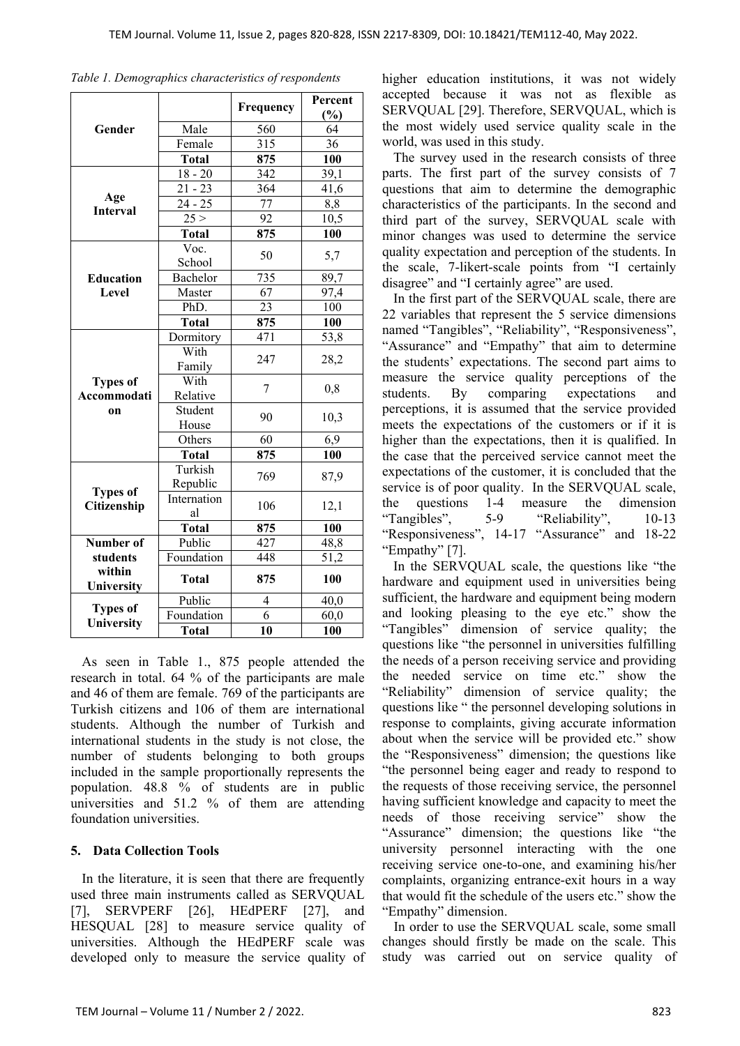*Table 1. Demographics characteristics of respondents*

| | | Frequency | Percent (%) |
|---|---|---|---|
| **Gender** | Male | 560 | 64 |
| | Female | 315 | 36 |
| | **Total** | **875** | **100** |
| **Age Interval** | 18 - 20 | 342 | 39,1 |
| | 21 - 23 | 364 | 41,6 |
| | 24 - 25 | 77 | 8,8 |
| | 25 > | 92 | 10,5 |
| | **Total** | **875** | **100** |
| **Education Level** | Voc. School | 50 | 5,7 |
| | Bachelor | 735 | 89,7 |
| | Master | 67 | 97,4 |
| | PhD. | 23 | 100 |
| | **Total** | **875** | **100** |
| **Types of Accommodation** | Dormitory | 471 | 53,8 |
| | With Family | 247 | 28,2 |
| | With Relative | 7 | 0,8 |
| | Student House | 90 | 10,3 |
| | Others | 60 | 6,9 |
| | **Total** | **875** | **100** |
| **Types of Citizenship** | Turkish Republic | 769 | 87,9 |
| | International | 106 | 12,1 |
| | **Total** | **875** | **100** |
| **Number of students within University** | Public | 427 | 48,8 |
| | Foundation | 448 | 51,2 |
| | **Total** | **875** | **100** |
| **Types of University** | Public | 4 | 40,0 |
| | Foundation | 6 | 60,0 |
| | **Total** | **10** | **100** |

As seen in Table 1., 875 people attended the research in total. 64 % of the participants are male and 46 of them are female. 769 of the participants are Turkish citizens and 106 of them are international students. Although the number of Turkish and international students in the study is not close, the number of students belonging to both groups included in the sample proportionally represents the population. 48.8 % of students are in public universities and 51.2 % of them are attending foundation universities.

## 5. Data Collection Tools

In the literature, it is seen that there are frequently used three main instruments called as SERVQUAL [7], SERVPERF [26], HEdPERF [27], and HESQUAL [28] to measure service quality of universities. Although the HEdPERF scale was developed only to measure the service quality of higher education institutions, it was not widely accepted because it was not as flexible as SERVQUAL [29]. Therefore, SERVQUAL, which is the most widely used service quality scale in the world, was used in this study.

The survey used in the research consists of three parts. The first part of the survey consists of 7 questions that aim to determine the demographic characteristics of the participants. In the second and third part of the survey, SERVQUAL scale with minor changes was used to determine the service quality expectation and perception of the students. In the scale, 7-likert-scale points from "I certainly disagree" and "I certainly agree" are used.

In the first part of the SERVQUAL scale, there are 22 variables that represent the 5 service dimensions named "Tangibles", "Reliability", "Responsiveness", "Assurance" and "Empathy" that aim to determine the students' expectations. The second part aims to measure the service quality perceptions of the students. By comparing expectations and perceptions, it is assumed that the service provided meets the expectations of the customers or if it is higher than the expectations, then it is qualified. In the case that the perceived service cannot meet the expectations of the customer, it is concluded that the service is of poor quality. In the SERVQUAL scale, the questions 1-4 measure the dimension "Tangibles", 5-9 "Reliability", 10-13 "Responsiveness", 14-17 "Assurance" and 18-22 "Empathy" [7].

In the SERVQUAL scale, the questions like "the hardware and equipment used in universities being sufficient, the hardware and equipment being modern and looking pleasing to the eye etc." show the "Tangibles" dimension of service quality; the questions like "the personnel in universities fulfilling the needs of a person receiving service and providing the needed service on time etc." show the "Reliability" dimension of service quality; the questions like " the personnel developing solutions in response to complaints, giving accurate information about when the service will be provided etc." show the "Responsiveness" dimension; the questions like "the personnel being eager and ready to respond to the requests of those receiving service, the personnel having sufficient knowledge and capacity to meet the needs of those receiving service" show the "Assurance" dimension; the questions like "the university personnel interacting with the one receiving service one-to-one, and examining his/her complaints, organizing entrance-exit hours in a way that would fit the schedule of the users etc." show the "Empathy" dimension.

In order to use the SERVQUAL scale, some small changes should firstly be made on the scale. This study was carried out on service quality of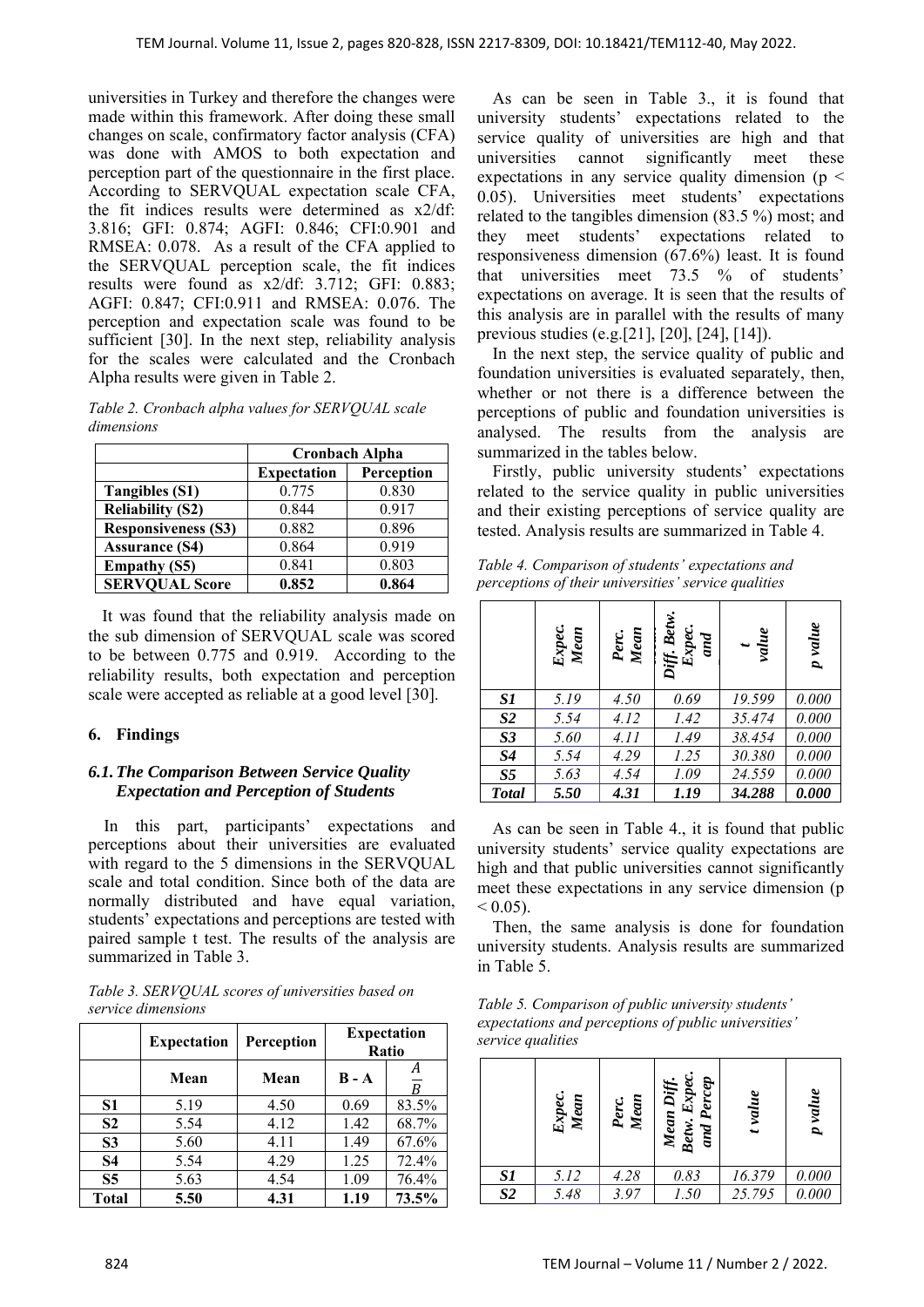universities in Turkey and therefore the changes were made within this framework. After doing these small changes on scale, confirmatory factor analysis (CFA) was done with AMOS to both expectation and perception part of the questionnaire in the first place. According to SERVQUAL expectation scale CFA, the fit indices results were determined as x2/df: 3.816; GFI: 0.874; AGFI: 0.846; CFI:0.901 and RMSEA: 0.078. As a result of the CFA applied to the SERVQUAL perception scale, the fit indices results were found as x2/df: 3.712; GFI: 0.883; AGFI: 0.847; CFI:0.911 and RMSEA: 0.076. The perception and expectation scale was found to be sufficient [30]. In the next step, reliability analysis for the scales were calculated and the Cronbach Alpha results were given in Table 2.

*Table 2. Cronbach alpha values for SERVQUAL scale dimensions*

| | **Cronbach Alpha** | |
|---|---|---|
| | **Expectation** | **Perception** |
| **Tangibles (S1)** | 0.775 | 0.830 |
| **Reliability (S2)** | 0.844 | 0.917 |
| **Responsiveness (S3)** | 0.882 | 0.896 |
| **Assurance (S4)** | 0.864 | 0.919 |
| **Empathy (S5)** | 0.841 | 0.803 |
| **SERVQUAL Score** | **0.852** | **0.864** |

It was found that the reliability analysis made on the sub dimension of SERVQUAL scale was scored to be between 0.775 and 0.919. According to the reliability results, both expectation and perception scale were accepted as reliable at a good level [30].

## 6. Findings

### *6.1. The Comparison Between Service Quality Expectation and Perception of Students*

In this part, participants' expectations and perceptions about their universities are evaluated with regard to the 5 dimensions in the SERVQUAL scale and total condition. Since both of the data are normally distributed and have equal variation, students' expectations and perceptions are tested with paired sample t test. The results of the analysis are summarized in Table 3.

*Table 3. SERVQUAL scores of universities based on service dimensions*

| | **Expectation** | **Perception** | **Expectation Ratio** | |
|---|---|---|---|---|
| | **Mean** | **Mean** | **B - A** | $\frac{A}{B}$ |
| **S1** | 5.19 | 4.50 | 0.69 | 83.5% |
| **S2** | 5.54 | 4.12 | 1.42 | 68.7% |
| **S3** | 5.60 | 4.11 | 1.49 | 67.6% |
| **S4** | 5.54 | 4.29 | 1.25 | 72.4% |
| **S5** | 5.63 | 4.54 | 1.09 | 76.4% |
| **Total** | **5.50** | **4.31** | **1.19** | **73.5%** |

As can be seen in Table 3., it is found that university students' expectations related to the service quality of universities are high and that universities cannot significantly meet these expectations in any service quality dimension ($p < 0.05$). Universities meet students' expectations related to the tangibles dimension (83.5 %) most; and they meet students' expectations related to responsiveness dimension (67.6%) least. It is found that universities meet 73.5 % of students' expectations on average. It is seen that the results of this analysis are in parallel with the results of many previous studies (e.g.[21], [20], [24], [14]).

In the next step, the service quality of public and foundation universities is evaluated separately, then, whether or not there is a difference between the perceptions of public and foundation universities is analysed. The results from the analysis are summarized in the tables below.

Firstly, public university students' expectations related to the service quality in public universities and their existing perceptions of service quality are tested. Analysis results are summarized in Table 4.

*Table 4. Comparison of students' expectations and perceptions of their universities' service qualities*

| | *Expec. Mean* | *Perc. Mean* | *Diff. Betw. Expec. and* | *t value* | *p value* |
|---|---|---|---|---|---|
| ***S1*** | *5.19* | *4.50* | *0.69* | *19.599* | *0.000* |
| ***S2*** | *5.54* | *4.12* | *1.42* | *35.474* | *0.000* |
| ***S3*** | *5.60* | *4.11* | *1.49* | *38.454* | *0.000* |
| ***S4*** | *5.54* | *4.29* | *1.25* | *30.380* | *0.000* |
| ***S5*** | *5.63* | *4.54* | *1.09* | *24.559* | *0.000* |
| ***Total*** | ***5.50*** | ***4.31*** | ***1.19*** | ***34.288*** | ***0.000*** |

As can be seen in Table 4., it is found that public university students' service quality expectations are high and that public universities cannot significantly meet these expectations in any service dimension ($p < 0.05$).

Then, the same analysis is done for foundation university students. Analysis results are summarized in Table 5.

*Table 5. Comparison of public university students' expectations and perceptions of public universities' service qualities*

| | *Expec. Mean* | *Perc. Mean* | *Mean Diff. Betw. Expec. and Percep* | *t value* | *p value* |
|---|---|---|---|---|---|
| ***S1*** | *5.12* | *4.28* | *0.83* | *16.379* | *0.000* |
| ***S2*** | *5.48* | *3.97* | *1.50* | *25.795* | *0.000* |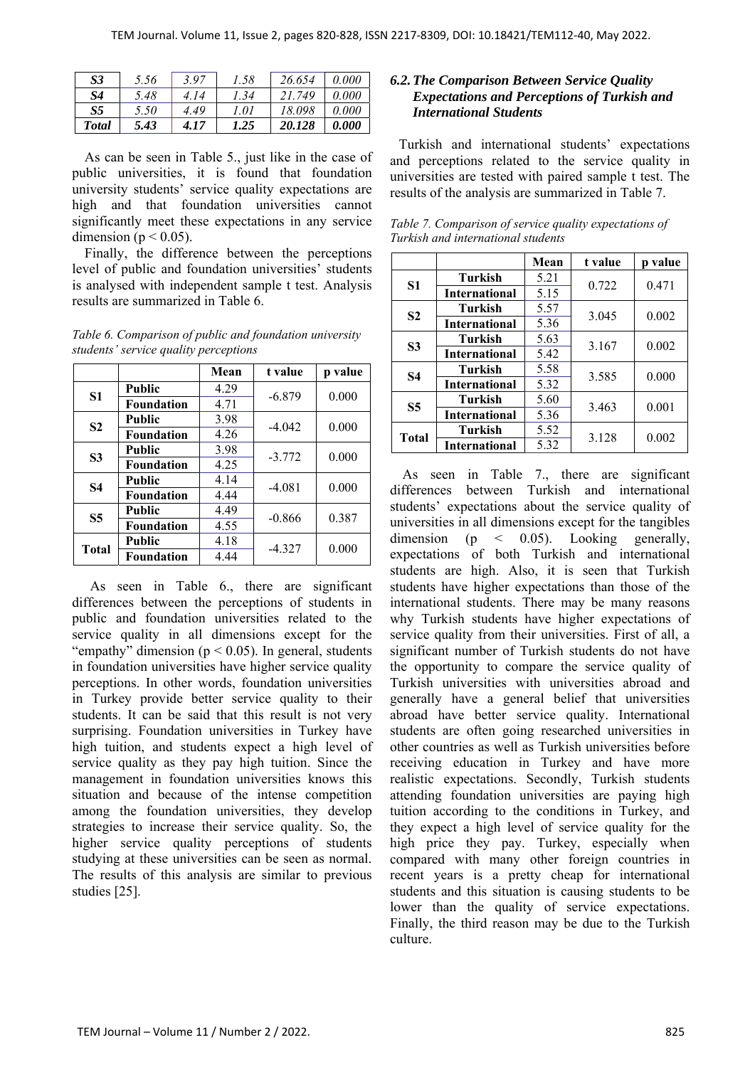| *S3* | *5.56* | *3.97* | *1.58* | *26.654* | *0.000* |
|---|---|---|---|---|---|
| *S4* | *5.48* | *4.14* | *1.34* | *21.749* | *0.000* |
| *S5* | *5.50* | *4.49* | *1.01* | *18.098* | *0.000* |
| ***Total*** | ***5.43*** | ***4.17*** | ***1.25*** | ***20.128*** | ***0.000*** |

As can be seen in Table 5., just like in the case of public universities, it is found that foundation university students' service quality expectations are high and that foundation universities cannot significantly meet these expectations in any service dimension ($p < 0.05$).

Finally, the difference between the perceptions level of public and foundation universities' students is analysed with independent sample t test. Analysis results are summarized in Table 6.

*Table 6. Comparison of public and foundation university students' service quality perceptions*

| | | Mean | t value | p value |
|---|---|---|---|---|
| **S1** | **Public** | 4.29 | -6.879 | 0.000 |
| | **Foundation** | 4.71 | | |
| **S2** | **Public** | 3.98 | -4.042 | 0.000 |
| | **Foundation** | 4.26 | | |
| **S3** | **Public** | 3.98 | -3.772 | 0.000 |
| | **Foundation** | 4.25 | | |
| **S4** | **Public** | 4.14 | -4.081 | 0.000 |
| | **Foundation** | 4.44 | | |
| **S5** | **Public** | 4.49 | -0.866 | 0.387 |
| | **Foundation** | 4.55 | | |
| **Total** | **Public** | 4.18 | -4.327 | 0.000 |
| | **Foundation** | 4.44 | | |

As seen in Table 6., there are significant differences between the perceptions of students in public and foundation universities related to the service quality in all dimensions except for the "empathy" dimension ($p < 0.05$). In general, students in foundation universities have higher service quality perceptions. In other words, foundation universities in Turkey provide better service quality to their students. It can be said that this result is not very surprising. Foundation universities in Turkey have high tuition, and students expect a high level of service quality as they pay high tuition. Since the management in foundation universities knows this situation and because of the intense competition among the foundation universities, they develop strategies to increase their service quality. So, the higher service quality perceptions of students studying at these universities can be seen as normal. The results of this analysis are similar to previous studies [25].

### *6.2. The Comparison Between Service Quality Expectations and Perceptions of Turkish and International Students*

Turkish and international students' expectations and perceptions related to the service quality in universities are tested with paired sample t test. The results of the analysis are summarized in Table 7.

*Table 7. Comparison of service quality expectations of Turkish and international students*

| | | Mean | t value | p value |
|---|---|---|---|---|
| **S1** | **Turkish** | 5.21 | 0.722 | 0.471 |
| | **International** | 5.15 | | |
| **S2** | **Turkish** | 5.57 | 3.045 | 0.002 |
| | **International** | 5.36 | | |
| **S3** | **Turkish** | 5.63 | 3.167 | 0.002 |
| | **International** | 5.42 | | |
| **S4** | **Turkish** | 5.58 | 3.585 | 0.000 |
| | **International** | 5.32 | | |
| **S5** | **Turkish** | 5.60 | 3.463 | 0.001 |
| | **International** | 5.36 | | |
| **Total** | **Turkish** | 5.52 | 3.128 | 0.002 |
| | **International** | 5.32 | | |

As seen in Table 7., there are significant differences between Turkish and international students' expectations about the service quality of universities in all dimensions except for the tangibles dimension ($p < 0.05$). Looking generally, expectations of both Turkish and international students are high. Also, it is seen that Turkish students have higher expectations than those of the international students. There may be many reasons why Turkish students have higher expectations of service quality from their universities. First of all, a significant number of Turkish students do not have the opportunity to compare the service quality of Turkish universities with universities abroad and generally have a general belief that universities abroad have better service quality. International students are often going researched universities in other countries as well as Turkish universities before receiving education in Turkey and have more realistic expectations. Secondly, Turkish students attending foundation universities are paying high tuition according to the conditions in Turkey, and they expect a high level of service quality for the high price they pay. Turkey, especially when compared with many other foreign countries in recent years is a pretty cheap for international students and this situation is causing students to be lower than the quality of service expectations. Finally, the third reason may be due to the Turkish culture.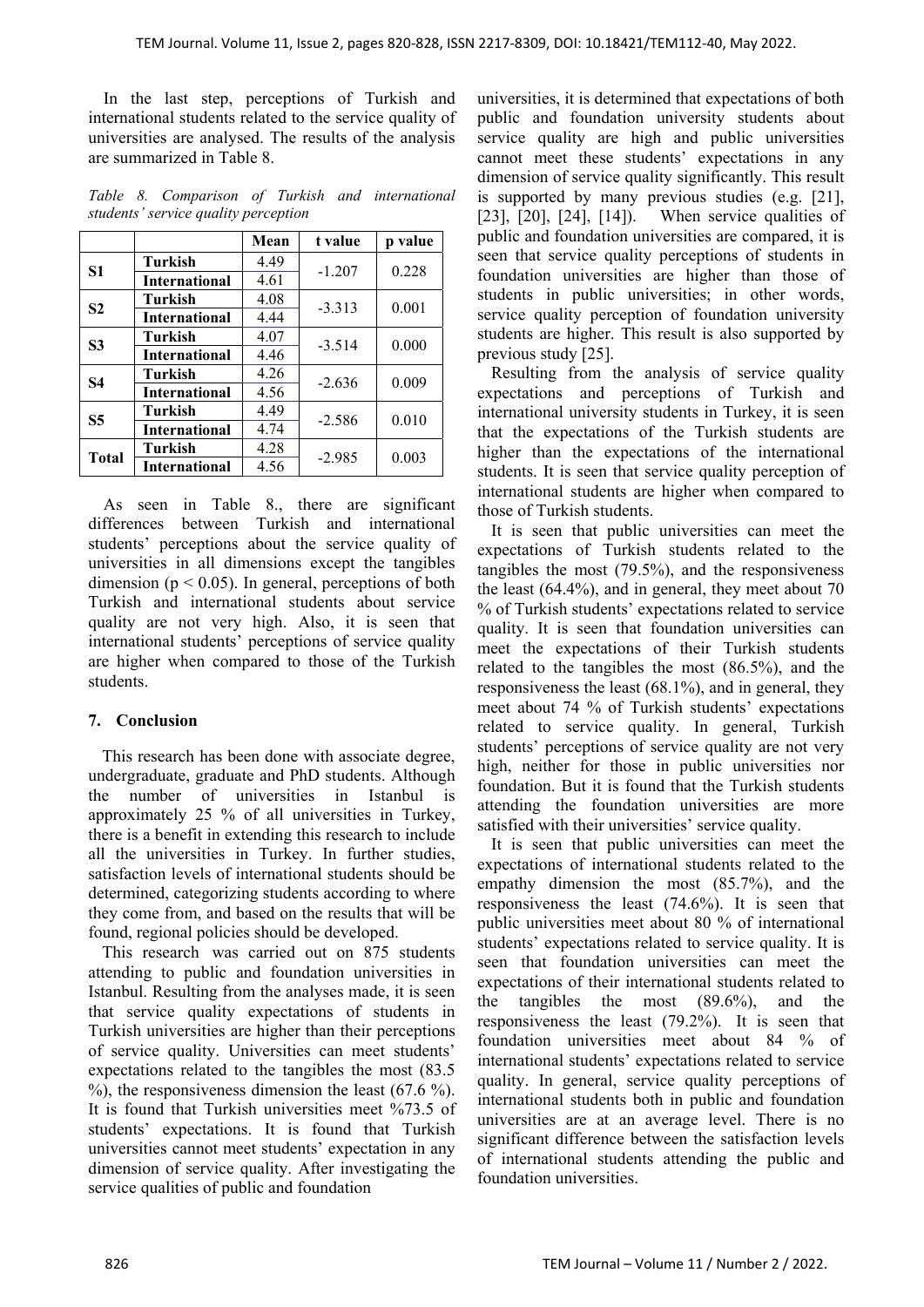In the last step, perceptions of Turkish and international students related to the service quality of universities are analysed. The results of the analysis are summarized in Table 8.

*Table 8. Comparison of Turkish and international students' service quality perception*

| | | Mean | t value | p value |
|---|---|---|---|---|
| **S1** | **Turkish** | 4.49 | -1.207 | 0.228 |
| | **International** | 4.61 | | |
| **S2** | **Turkish** | 4.08 | -3.313 | 0.001 |
| | **International** | 4.44 | | |
| **S3** | **Turkish** | 4.07 | -3.514 | 0.000 |
| | **International** | 4.46 | | |
| **S4** | **Turkish** | 4.26 | -2.636 | 0.009 |
| | **International** | 4.56 | | |
| **S5** | **Turkish** | 4.49 | -2.586 | 0.010 |
| | **International** | 4.74 | | |
| **Total** | **Turkish** | 4.28 | -2.985 | 0.003 |
| | **International** | 4.56 | | |

As seen in Table 8., there are significant differences between Turkish and international students' perceptions about the service quality of universities in all dimensions except the tangibles dimension ($p < 0.05$). In general, perceptions of both Turkish and international students about service quality are not very high. Also, it is seen that international students' perceptions of service quality are higher when compared to those of the Turkish students.

## 7. Conclusion

This research has been done with associate degree, undergraduate, graduate and PhD students. Although the number of universities in Istanbul is approximately 25 % of all universities in Turkey, there is a benefit in extending this research to include all the universities in Turkey. In further studies, satisfaction levels of international students should be determined, categorizing students according to where they come from, and based on the results that will be found, regional policies should be developed.

This research was carried out on 875 students attending to public and foundation universities in Istanbul. Resulting from the analyses made, it is seen that service quality expectations of students in Turkish universities are higher than their perceptions of service quality. Universities can meet students' expectations related to the tangibles the most (83.5 %), the responsiveness dimension the least (67.6 %). It is found that Turkish universities meet %73.5 of students' expectations. It is found that Turkish universities cannot meet students' expectation in any dimension of service quality. After investigating the service qualities of public and foundation universities, it is determined that expectations of both public and foundation university students about service quality are high and public universities cannot meet these students' expectations in any dimension of service quality significantly. This result is supported by many previous studies (e.g. [21], [23], [20], [24], [14]). When service qualities of public and foundation universities are compared, it is seen that service quality perceptions of students in foundation universities are higher than those of students in public universities; in other words, service quality perception of foundation university students are higher. This result is also supported by previous study [25].

Resulting from the analysis of service quality expectations and perceptions of Turkish and international university students in Turkey, it is seen that the expectations of the Turkish students are higher than the expectations of the international students. It is seen that service quality perception of international students are higher when compared to those of Turkish students.

It is seen that public universities can meet the expectations of Turkish students related to the tangibles the most (79.5%), and the responsiveness the least (64.4%), and in general, they meet about 70 % of Turkish students' expectations related to service quality. It is seen that foundation universities can meet the expectations of their Turkish students related to the tangibles the most (86.5%), and the responsiveness the least (68.1%), and in general, they meet about 74 % of Turkish students' expectations related to service quality. In general, Turkish students' perceptions of service quality are not very high, neither for those in public universities nor foundation. But it is found that the Turkish students attending the foundation universities are more satisfied with their universities' service quality.

It is seen that public universities can meet the expectations of international students related to the empathy dimension the most (85.7%), and the responsiveness the least (74.6%). It is seen that public universities meet about 80 % of international students' expectations related to service quality. It is seen that foundation universities can meet the expectations of their international students related to the tangibles the most (89.6%), and the responsiveness the least (79.2%). It is seen that foundation universities meet about 84 % of international students' expectations related to service quality. In general, service quality perceptions of international students both in public and foundation universities are at an average level. There is no significant difference between the satisfaction levels of international students attending the public and foundation universities.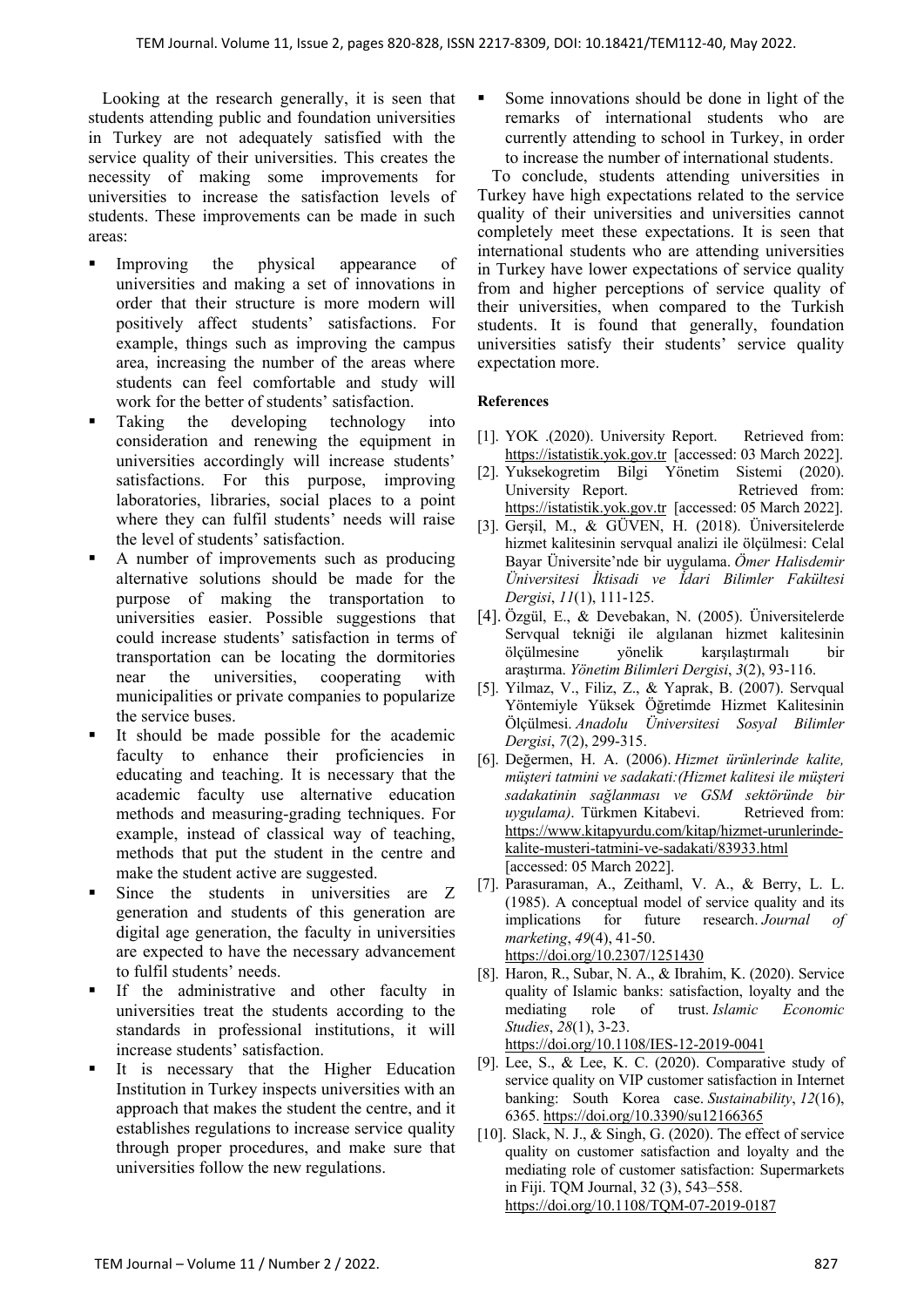Looking at the research generally, it is seen that students attending public and foundation universities in Turkey are not adequately satisfied with the service quality of their universities. This creates the necessity of making some improvements for universities to increase the satisfaction levels of students. These improvements can be made in such areas:

- Improving the physical appearance of universities and making a set of innovations in order that their structure is more modern will positively affect students' satisfactions. For example, things such as improving the campus area, increasing the number of the areas where students can feel comfortable and study will work for the better of students' satisfaction.
- Taking the developing technology into consideration and renewing the equipment in universities accordingly will increase students' satisfactions. For this purpose, improving laboratories, libraries, social places to a point where they can fulfil students' needs will raise the level of students' satisfaction.
- A number of improvements such as producing alternative solutions should be made for the purpose of making the transportation to universities easier. Possible suggestions that could increase students' satisfaction in terms of transportation can be locating the dormitories near the universities, cooperating with municipalities or private companies to popularize the service buses.
- It should be made possible for the academic faculty to enhance their proficiencies in educating and teaching. It is necessary that the academic faculty use alternative education methods and measuring-grading techniques. For example, instead of classical way of teaching, methods that put the student in the centre and make the student active are suggested.
- Since the students in universities are Z generation and students of this generation are digital age generation, the faculty in universities are expected to have the necessary advancement to fulfil students' needs.
- If the administrative and other faculty in universities treat the students according to the standards in professional institutions, it will increase students' satisfaction.
- It is necessary that the Higher Education Institution in Turkey inspects universities with an approach that makes the student the centre, and it establishes regulations to increase service quality through proper procedures, and make sure that universities follow the new regulations.
- Some innovations should be done in light of the remarks of international students who are currently attending to school in Turkey, in order to increase the number of international students.

To conclude, students attending universities in Turkey have high expectations related to the service quality of their universities and universities cannot completely meet these expectations. It is seen that international students who are attending universities in Turkey have lower expectations of service quality from and higher perceptions of service quality of their universities, when compared to the Turkish students. It is found that generally, foundation universities satisfy their students' service quality expectation more.

**References**

[1]. YOK .(2020). University Report. Retrieved from: https://istatistik.yok.gov.tr [accessed: 03 March 2022].

[2]. Yuksekogretim Bilgi Yönetim Sistemi (2020). University Report. Retrieved from: https://istatistik.yok.gov.tr [accessed: 05 March 2022].

[3]. Gerşil, M., & GÜVEN, H. (2018). Üniversitelerde hizmet kalitesinin servqual analizi ile ölçülmesi: Celal Bayar Üniversite'nde bir uygulama. *Ömer Halisdemir Üniversitesi İktisadi ve İdari Bilimler Fakültesi Dergisi*, *11*(1), 111-125.

[4]. Özgül, E., & Devebakan, N. (2005). Üniversitelerde Servqual tekniği ile algılanan hizmet kalitesinin ölçülmesine yönelik karşılaştırmalı bir araştırma. *Yönetim Bilimleri Dergisi*, *3*(2), 93-116.

[5]. Yilmaz, V., Filiz, Z., & Yaprak, B. (2007). Servqual Yöntemiyle Yüksek Öğretimde Hizmet Kalitesinin Ölçülmesi. *Anadolu Üniversitesi Sosyal Bilimler Dergisi*, *7*(2), 299-315.

[6]. Değermen, H. A. (2006). *Hizmet ürünlerinde kalite, müşteri tatmini ve sadakati:(Hizmet kalitesi ile müşteri sadakatinin sağlanması ve GSM sektöründe bir uygulama)*. Türkmen Kitabevi. Retrieved from: https://www.kitapyurdu.com/kitap/hizmet-urunlerinde-kalite-musteri-tatmini-ve-sadakati/83933.html [accessed: 05 March 2022].

[7]. Parasuraman, A., Zeithaml, V. A., & Berry, L. L. (1985). A conceptual model of service quality and its implications for future research. *Journal of marketing*, *49*(4), 41-50. https://doi.org/10.2307/1251430

[8]. Haron, R., Subar, N. A., & Ibrahim, K. (2020). Service quality of Islamic banks: satisfaction, loyalty and the mediating role of trust. *Islamic Economic Studies*, *28*(1), 3-23. https://doi.org/10.1108/IES-12-2019-0041

[9]. Lee, S., & Lee, K. C. (2020). Comparative study of service quality on VIP customer satisfaction in Internet banking: South Korea case. *Sustainability*, *12*(16), 6365. https://doi.org/10.3390/su12166365

[10]. Slack, N. J., & Singh, G. (2020). The effect of service quality on customer satisfaction and loyalty and the mediating role of customer satisfaction: Supermarkets in Fiji. TQM Journal, 32 (3), 543–558. https://doi.org/10.1108/TQM-07-2019-0187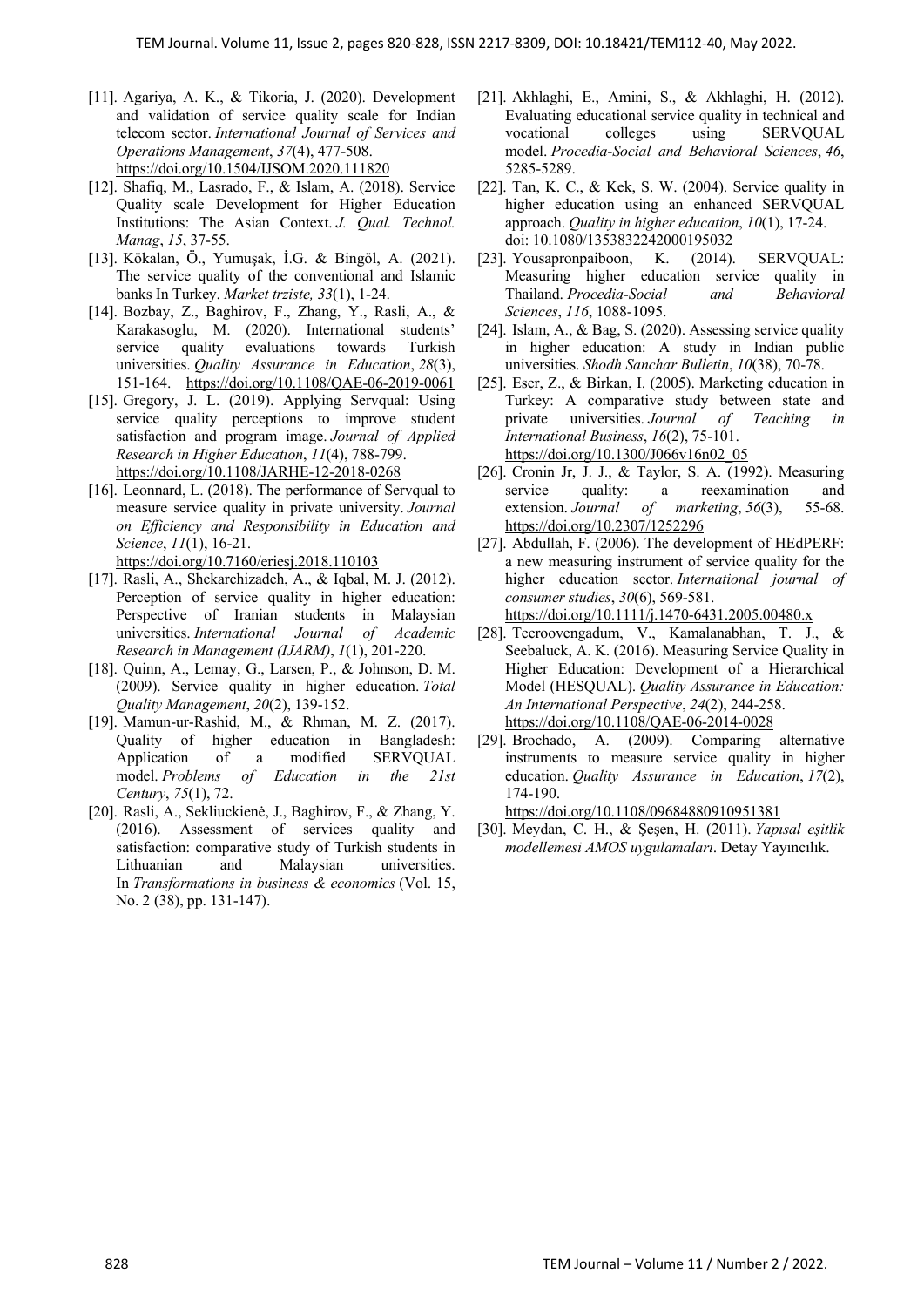[11]. Agariya, A. K., & Tikoria, J. (2020). Development and validation of service quality scale for Indian telecom sector. *International Journal of Services and Operations Management*, *37*(4), 477-508. https://doi.org/10.1504/IJSOM.2020.111820

[12]. Shafiq, M., Lasrado, F., & Islam, A. (2018). Service Quality scale Development for Higher Education Institutions: The Asian Context. *J. Qual. Technol. Manag*, *15*, 37-55.

[13]. Kökalan, Ö., Yumuşak, İ.G. & Bingöl, A. (2021). The service quality of the conventional and Islamic banks In Turkey. *Market trziste, 33*(1), 1-24.

[14]. Bozbay, Z., Baghirov, F., Zhang, Y., Rasli, A., & Karakasoglu, M. (2020). International students' service quality evaluations towards Turkish universities. *Quality Assurance in Education*, *28*(3), 151-164. https://doi.org/10.1108/QAE-06-2019-0061

[15]. Gregory, J. L. (2019). Applying Servqual: Using service quality perceptions to improve student satisfaction and program image. *Journal of Applied Research in Higher Education*, *11*(4), 788-799. https://doi.org/10.1108/JARHE-12-2018-0268

[16]. Leonnard, L. (2018). The performance of Servqual to measure service quality in private university. *Journal on Efficiency and Responsibility in Education and Science*, *11*(1), 16-21. https://doi.org/10.7160/eriesj.2018.110103

[17]. Rasli, A., Shekarchizadeh, A., & Iqbal, M. J. (2012). Perception of service quality in higher education: Perspective of Iranian students in Malaysian universities. *International Journal of Academic Research in Management (IJARM)*, *1*(1), 201-220.

[18]. Quinn, A., Lemay, G., Larsen, P., & Johnson, D. M. (2009). Service quality in higher education. *Total Quality Management*, *20*(2), 139-152.

[19]. Mamun-ur-Rashid, M., & Rhman, M. Z. (2017). Quality of higher education in Bangladesh: Application of a modified SERVQUAL model. *Problems of Education in the 21st Century*, *75*(1), 72.

[20]. Rasli, A., Sekliuckienė, J., Baghirov, F., & Zhang, Y. (2016). Assessment of services quality and satisfaction: comparative study of Turkish students in Lithuanian and Malaysian universities. In *Transformations in business & economics* (Vol. 15, No. 2 (38), pp. 131-147).

[21]. Akhlaghi, E., Amini, S., & Akhlaghi, H. (2012). Evaluating educational service quality in technical and vocational colleges using SERVQUAL model. *Procedia-Social and Behavioral Sciences*, *46*, 5285-5289.

[22]. Tan, K. C., & Kek, S. W. (2004). Service quality in higher education using an enhanced SERVQUAL approach. *Quality in higher education*, *10*(1), 17-24. doi: 10.1080/1353832242000195032

[23]. Yousapronpaiboon, K. (2014). SERVQUAL: Measuring higher education service quality in Thailand. *Procedia-Social and Behavioral Sciences*, *116*, 1088-1095.

[24]. Islam, A., & Bag, S. (2020). Assessing service quality in higher education: A study in Indian public universities. *Shodh Sanchar Bulletin*, *10*(38), 70-78.

[25]. Eser, Z., & Birkan, I. (2005). Marketing education in Turkey: A comparative study between state and private universities. *Journal of Teaching in International Business*, *16*(2), 75-101. https://doi.org/10.1300/J066v16n02_05

[26]. Cronin Jr, J. J., & Taylor, S. A. (1992). Measuring service quality: a reexamination and extension. *Journal of marketing*, *56*(3), 55-68. https://doi.org/10.2307/1252296

[27]. Abdullah, F. (2006). The development of HEdPERF: a new measuring instrument of service quality for the higher education sector. *International journal of consumer studies*, *30*(6), 569-581. https://doi.org/10.1111/j.1470-6431.2005.00480.x

[28]. Teeroovengadum, V., Kamalanabhan, T. J., & Seebaluck, A. K. (2016). Measuring Service Quality in Higher Education: Development of a Hierarchical Model (HESQUAL). *Quality Assurance in Education: An International Perspective*, *24*(2), 244-258. https://doi.org/10.1108/QAE-06-2014-0028

[29]. Brochado, A. (2009). Comparing alternative instruments to measure service quality in higher education. *Quality Assurance in Education*, *17*(2), 174-190. https://doi.org/10.1108/09684880910951381

[30]. Meydan, C. H., & Şeşen, H. (2011). *Yapısal eşitlik modellemesi AMOS uygulamaları*. Detay Yayıncılık.